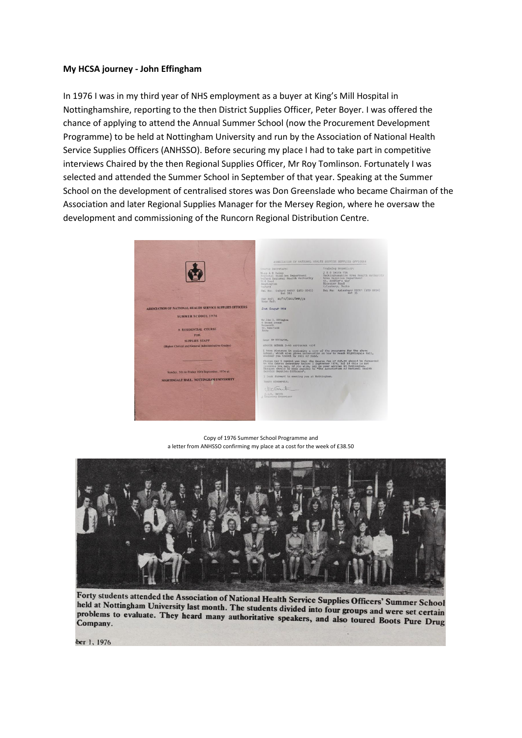**My HCSA journey - John Effingham**

In 1976 I was in my third year of NHS employment as a buyer at King's Mill Hospital in Nottinghamshire, reporting to the then District Supplies Officer, Peter Boyer. I was offered the chance of applying to attend the Annual Summer School (now the Procurement Development Programme) to be held at Nottingham University and run by the Association of National Health Service Supplies Officers (ANHSSO). Before securing my place I had to take part in competitive interviews Chaired by the then Regional Supplies Officer, Mr Roy Tomlinson. Fortunately I was selected and attended the Summer School in September of that year. Speaking at the Summer School on the development of centralised stores was Don Greenslade who became Chairman of the Association and later Regional Supplies Manager for the Mersey Region, where he oversaw the development and commissioning of the Runcorn Regional Distribution Centre.

Copy of 1976 Summer School Programme and
a letter from ANHSSO confirming my place at a cost for the week of £38.50

Forty students attended the Association of National Health Service Supplies Officers' Summer School held at Nottingham University last month. The students divided into four groups and were set certain problems to evaluate. They heard many authoritative speakers, and also toured Boots Pure Drug Company.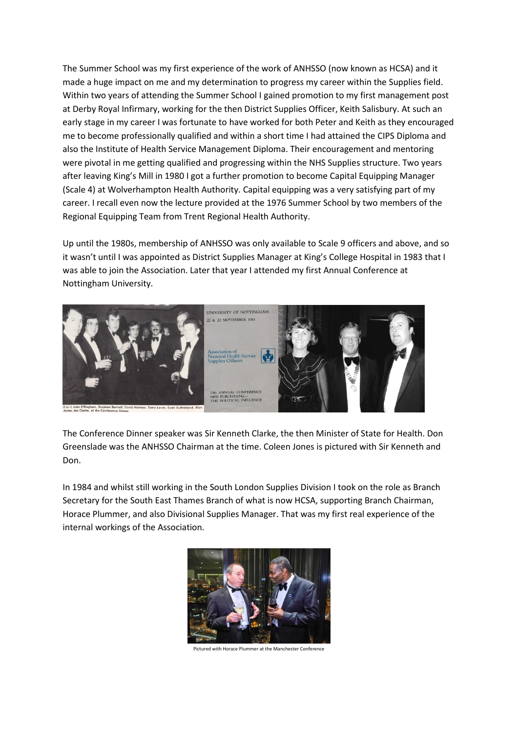The Summer School was my first experience of the work of ANHSSO (now known as HCSA) and it made a huge impact on me and my determination to progress my career within the Supplies field. Within two years of attending the Summer School I gained promotion to my first management post at Derby Royal Infirmary, working for the then District Supplies Officer, Keith Salisbury. At such an early stage in my career I was fortunate to have worked for both Peter and Keith as they encouraged me to become professionally qualified and within a short time I had attained the CIPS Diploma and also the Institute of Health Service Management Diploma. Their encouragement and mentoring were pivotal in me getting qualified and progressing within the NHS Supplies structure. Two years after leaving King's Mill in 1980 I got a further promotion to become Capital Equipping Manager (Scale 4) at Wolverhampton Health Authority. Capital equipping was a very satisfying part of my career. I recall even now the lecture provided at the 1976 Summer School by two members of the Regional Equipping Team from Trent Regional Health Authority.

Up until the 1980s, membership of ANHSSO was only available to Scale 9 officers and above, and so it wasn't until I was appointed as District Supplies Manager at King's College Hospital in 1983 that I was able to join the Association. Later that year I attended my first Annual Conference at Nottingham University.

(l to r) John Effingham, Stephen Bunnell, David Holmes, Terry Lever, Evan Sutherland, Alan Jones, Ian Clarke, at the Conference Dinner.

UNIVERSITY OF NOTTINGHAM
22 & 23 SEPTEMBER 1983

Association of National Health Service Supplies Officers

13th ANNUAL CONFERENCE
NHS PURCHASING—
THE POLITICAL INFLUENCE

The Conference Dinner speaker was Sir Kenneth Clarke, the then Minister of State for Health. Don Greenslade was the ANHSSO Chairman at the time. Coleen Jones is pictured with Sir Kenneth and Don.

In 1984 and whilst still working in the South London Supplies Division I took on the role as Branch Secretary for the South East Thames Branch of what is now HCSA, supporting Branch Chairman, Horace Plummer, and also Divisional Supplies Manager. That was my first real experience of the internal workings of the Association.

Pictured with Horace Plummer at the Manchester Conference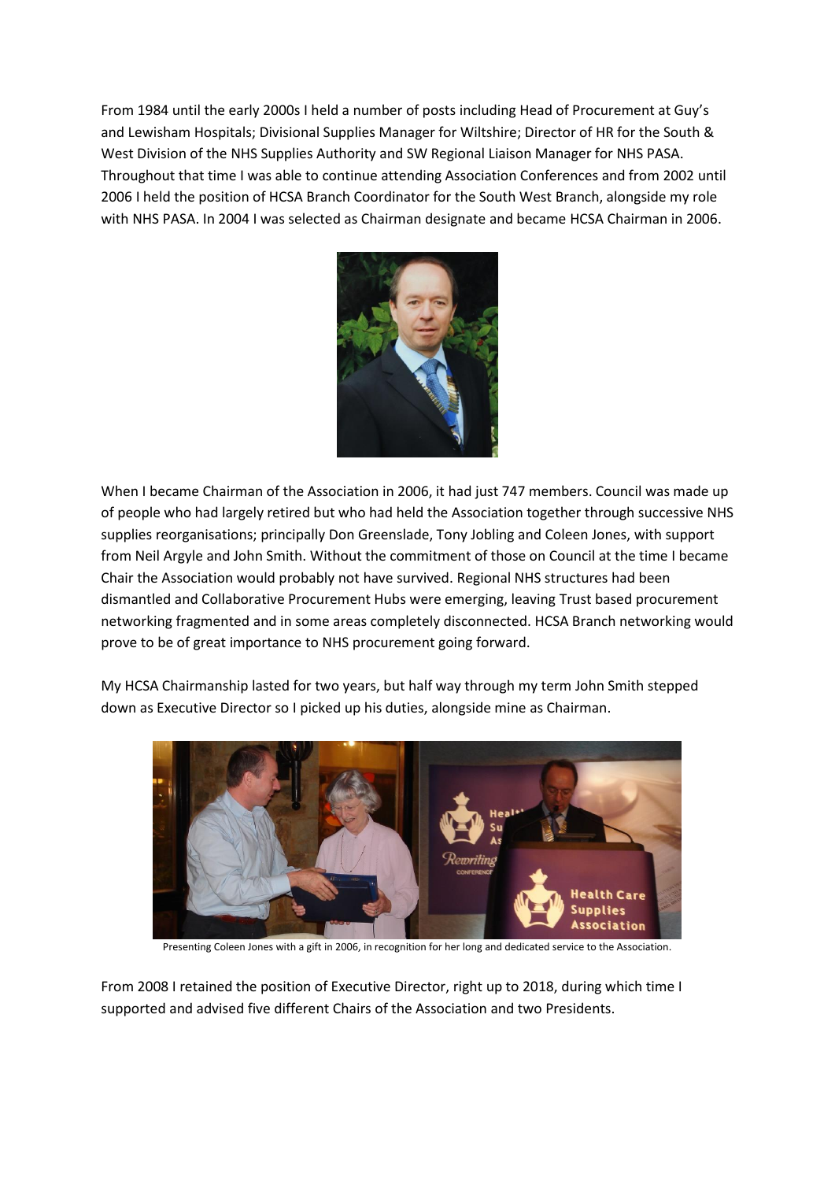From 1984 until the early 2000s I held a number of posts including Head of Procurement at Guy's and Lewisham Hospitals; Divisional Supplies Manager for Wiltshire; Director of HR for the South & West Division of the NHS Supplies Authority and SW Regional Liaison Manager for NHS PASA. Throughout that time I was able to continue attending Association Conferences and from 2002 until 2006 I held the position of HCSA Branch Coordinator for the South West Branch, alongside my role with NHS PASA. In 2004 I was selected as Chairman designate and became HCSA Chairman in 2006.

When I became Chairman of the Association in 2006, it had just 747 members. Council was made up of people who had largely retired but who had held the Association together through successive NHS supplies reorganisations; principally Don Greenslade, Tony Jobling and Coleen Jones, with support from Neil Argyle and John Smith. Without the commitment of those on Council at the time I became Chair the Association would probably not have survived. Regional NHS structures had been dismantled and Collaborative Procurement Hubs were emerging, leaving Trust based procurement networking fragmented and in some areas completely disconnected. HCSA Branch networking would prove to be of great importance to NHS procurement going forward.

My HCSA Chairmanship lasted for two years, but half way through my term John Smith stepped down as Executive Director so I picked up his duties, alongside mine as Chairman.

Presenting Coleen Jones with a gift in 2006, in recognition for her long and dedicated service to the Association.

From 2008 I retained the position of Executive Director, right up to 2018, during which time I supported and advised five different Chairs of the Association and two Presidents.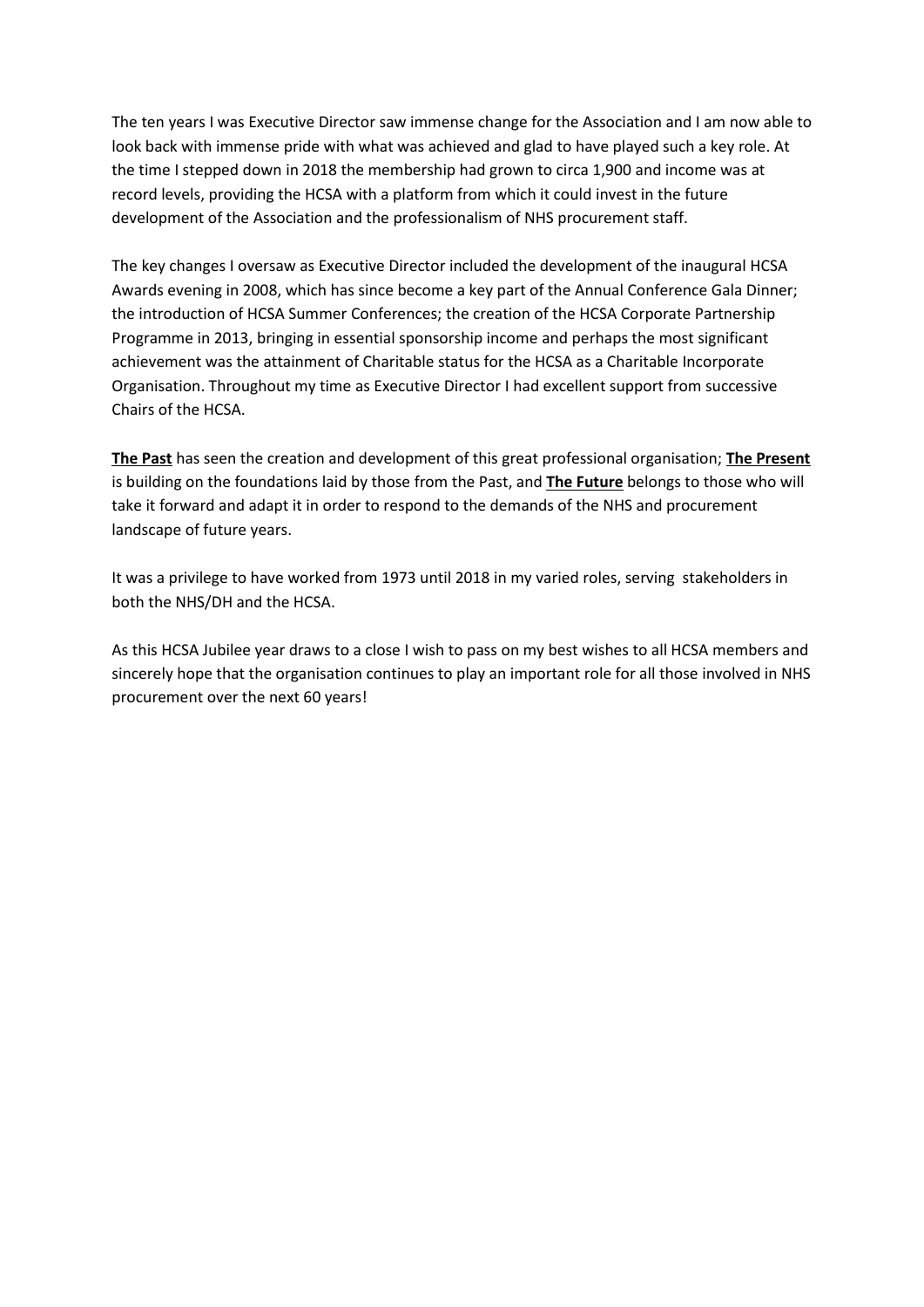The ten years I was Executive Director saw immense change for the Association and I am now able to look back with immense pride with what was achieved and glad to have played such a key role. At the time I stepped down in 2018 the membership had grown to circa 1,900 and income was at record levels, providing the HCSA with a platform from which it could invest in the future development of the Association and the professionalism of NHS procurement staff.

The key changes I oversaw as Executive Director included the development of the inaugural HCSA Awards evening in 2008, which has since become a key part of the Annual Conference Gala Dinner; the introduction of HCSA Summer Conferences; the creation of the HCSA Corporate Partnership Programme in 2013, bringing in essential sponsorship income and perhaps the most significant achievement was the attainment of Charitable status for the HCSA as a Charitable Incorporate Organisation. Throughout my time as Executive Director I had excellent support from successive Chairs of the HCSA.

<u>**The Past**</u> has seen the creation and development of this great professional organisation; <u>**The Present**</u> is building on the foundations laid by those from the Past, and <u>**The Future**</u> belongs to those who will take it forward and adapt it in order to respond to the demands of the NHS and procurement landscape of future years.

It was a privilege to have worked from 1973 until 2018 in my varied roles, serving stakeholders in both the NHS/DH and the HCSA.

As this HCSA Jubilee year draws to a close I wish to pass on my best wishes to all HCSA members and sincerely hope that the organisation continues to play an important role for all those involved in NHS procurement over the next 60 years!